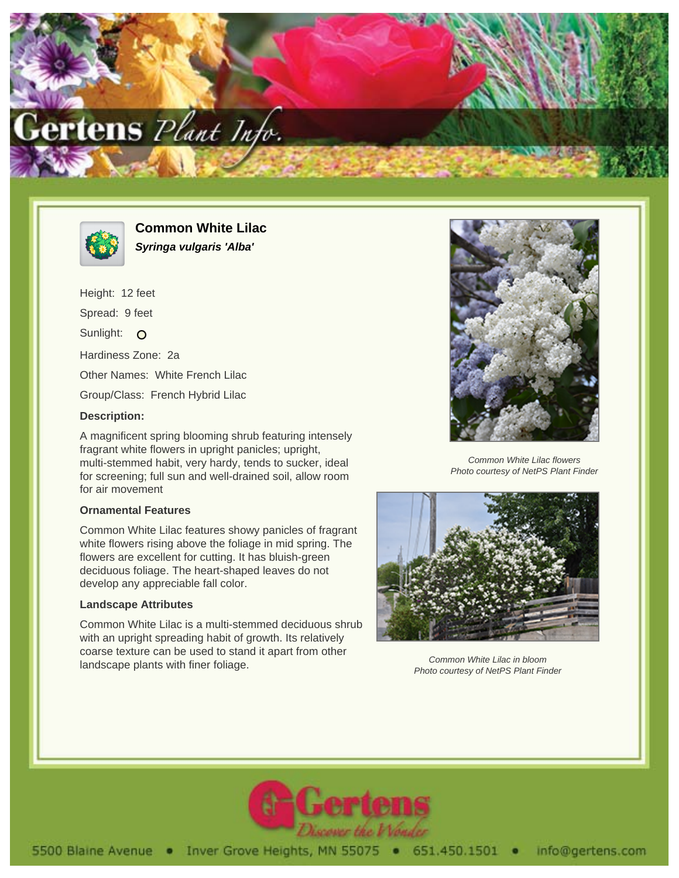# Common White Lilac

***Syringa vulgaris 'Alba'***

Height: 12 feet

Spread: 9 feet

Sunlight: O

Hardiness Zone: 2a

Other Names: White French Lilac

Group/Class: French Hybrid Lilac

**Description:**

A magnificent spring blooming shrub featuring intensely fragrant white flowers in upright panicles; upright, multi-stemmed habit, very hardy, tends to sucker, ideal for screening; full sun and well-drained soil, allow room for air movement

### Ornamental Features

Common White Lilac features showy panicles of fragrant white flowers rising above the foliage in mid spring. The flowers are excellent for cutting. It has bluish-green deciduous foliage. The heart-shaped leaves do not develop any appreciable fall color.

### Landscape Attributes

Common White Lilac is a multi-stemmed deciduous shrub with an upright spreading habit of growth. Its relatively coarse texture can be used to stand it apart from other landscape plants with finer foliage.

*Common White Lilac flowers*
*Photo courtesy of NetPS Plant Finder*

*Common White Lilac in bloom*
*Photo courtesy of NetPS Plant Finder*

Gertens — Discover the Wonder

5500 Blaine Avenue • Inver Grove Heights, MN 55075 • 651.450.1501 • info@gertens.com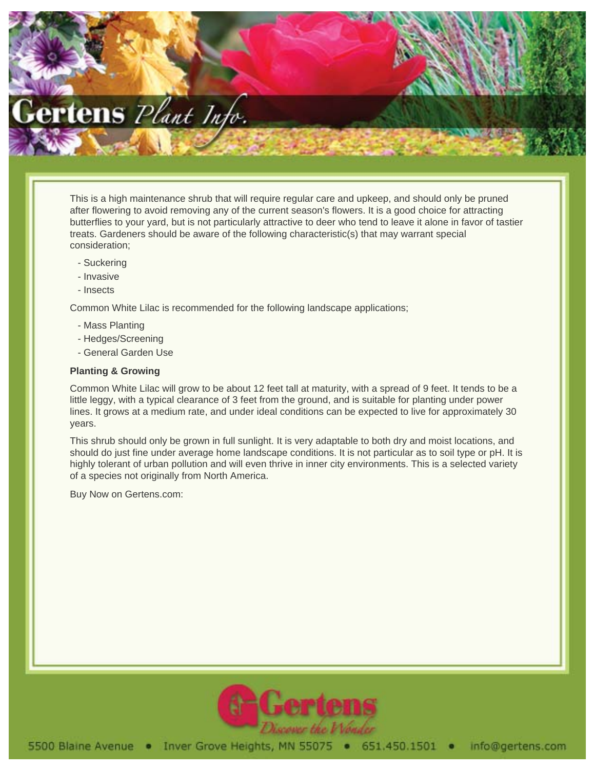This is a high maintenance shrub that will require regular care and upkeep, and should only be pruned after flowering to avoid removing any of the current season's flowers. It is a good choice for attracting butterflies to your yard, but is not particularly attractive to deer who tend to leave it alone in favor of tastier treats. Gardeners should be aware of the following characteristic(s) that may warrant special consideration;

- Suckering
- Invasive
- Insects

Common White Lilac is recommended for the following landscape applications;

- Mass Planting
- Hedges/Screening
- General Garden Use

**Planting & Growing**

Common White Lilac will grow to be about 12 feet tall at maturity, with a spread of 9 feet. It tends to be a little leggy, with a typical clearance of 3 feet from the ground, and is suitable for planting under power lines. It grows at a medium rate, and under ideal conditions can be expected to live for approximately 30 years.

This shrub should only be grown in full sunlight. It is very adaptable to both dry and moist locations, and should do just fine under average home landscape conditions. It is not particular as to soil type or pH. It is highly tolerant of urban pollution and will even thrive in inner city environments. This is a selected variety of a species not originally from North America.

Buy Now on Gertens.com: